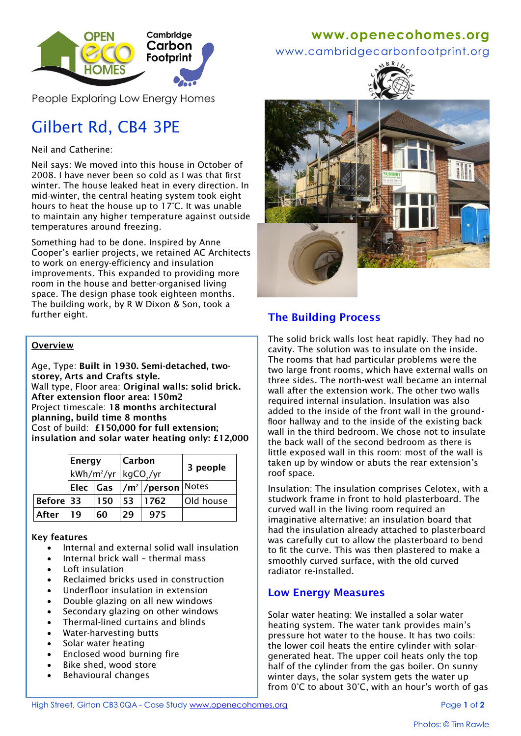OPEN ECO HOMES — Cambridge Carbon Footprint

www.openecohomes.org
www.cambridgecarbonfootprint.org

People Exploring Low Energy Homes

# Gilbert Rd, CB4 3PE

Neil and Catherine:

Neil says: We moved into this house in October of 2008. I have never been so cold as I was that first winter. The house leaked heat in every direction. In mid-winter, the central heating system took eight hours to heat the house up to 17˚C. It was unable to maintain any higher temperature against outside temperatures around freezing.

Something had to be done. Inspired by Anne Cooper's earlier projects, we retained AC Architects to work on energy-efficiency and insulation improvements. This expanded to providing more room in the house and better-organised living space. The design phase took eighteen months. The building work, by R W Dixon & Son, took a further eight.

## Overview

Age, Type: **Built in 1930. Semi-detached, two-storey, Arts and Crafts style.**
Wall type, Floor area: **Original walls: solid brick. After extension floor area: 150m2**
Project timescale: **18 months architectural planning, build time 8 months**
Cost of build: **£150,000 for full extension; insulation and solar water heating only: £12,000**

| | Energy kWh/m²/yr | | Carbon $kgCO_2$/yr | | 3 people |
|---|---|---|---|---|---|
| | Elec | Gas | /m² | /person | Notes |
| Before | 33 | 150 | 53 | 1762 | Old house |
| After | 19 | 60 | 29 | 975 | |

**Key features**

- Internal and external solid wall insulation
- Internal brick wall – thermal mass
- Loft insulation
- Reclaimed bricks used in construction
- Underfloor insulation in extension
- Double glazing on all new windows
- Secondary glazing on other windows
- Thermal-lined curtains and blinds
- Water-harvesting butts
- Solar water heating
- Enclosed wood burning fire
- Bike shed, wood store
- Behavioural changes

## The Building Process

The solid brick walls lost heat rapidly. They had no cavity. The solution was to insulate on the inside. The rooms that had particular problems were the two large front rooms, which have external walls on three sides. The north-west wall became an internal wall after the extension work. The other two walls required internal insulation. Insulation was also added to the inside of the front wall in the ground-floor hallway and to the inside of the existing back wall in the third bedroom. We chose not to insulate the back wall of the second bedroom as there is little exposed wall in this room: most of the wall is taken up by window or abuts the rear extension's roof space.

Insulation: The insulation comprises Celotex, with a studwork frame in front to hold plasterboard. The curved wall in the living room required an imaginative alternative: an insulation board that had the insulation already attached to plasterboard was carefully cut to allow the plasterboard to bend to fit the curve. This was then plastered to make a smoothly curved surface, with the old curved radiator re-installed.

## Low Energy Measures

Solar water heating: We installed a solar water heating system. The water tank provides main's pressure hot water to the house. It has two coils: the lower coil heats the entire cylinder with solar-generated heat. The upper coil heats only the top half of the cylinder from the gas boiler. On sunny winter days, the solar system gets the water up from 0˚C to about 30˚C, with an hour's worth of gas

High Street, Girton CB3 0QA - Case Study www.openecohomes.org

Photos: © Tim Rawle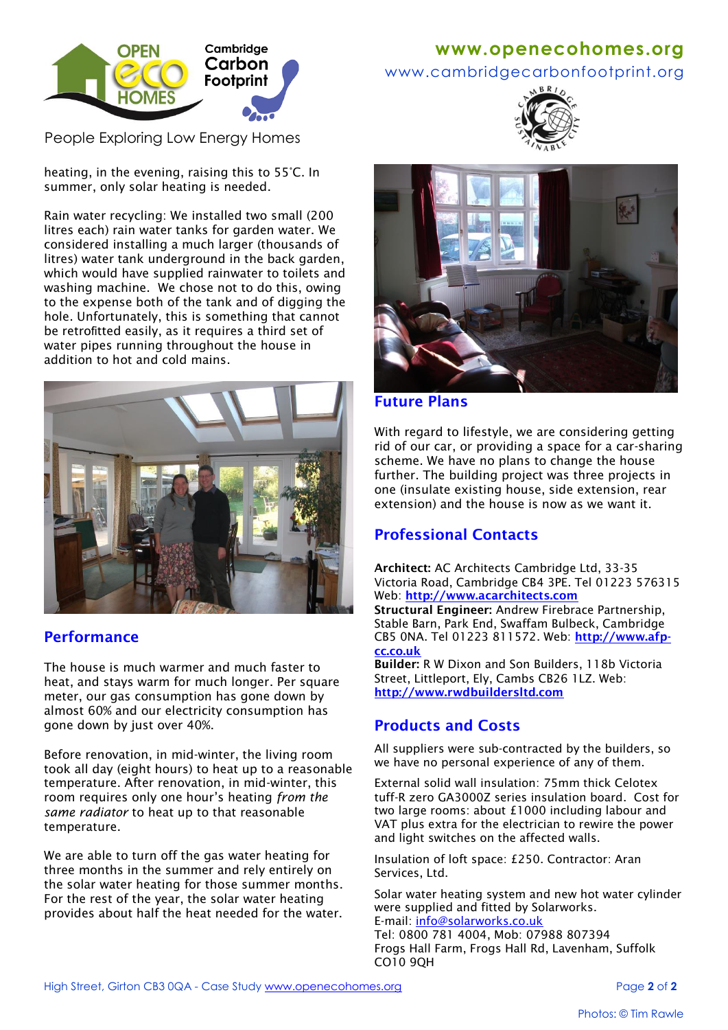heating, in the evening, raising this to 55˚C. In summer, only solar heating is needed.

Rain water recycling: We installed two small (200 litres each) rain water tanks for garden water. We considered installing a much larger (thousands of litres) water tank underground in the back garden, which would have supplied rainwater to toilets and washing machine. We chose not to do this, owing to the expense both of the tank and of digging the hole. Unfortunately, this is something that cannot be retrofitted easily, as it requires a third set of water pipes running throughout the house in addition to hot and cold mains.

## Performance

The house is much warmer and much faster to heat, and stays warm for much longer. Per square meter, our gas consumption has gone down by almost 60% and our electricity consumption has gone down by just over 40%.

Before renovation, in mid-winter, the living room took all day (eight hours) to heat up to a reasonable temperature. After renovation, in mid-winter, this room requires only one hour's heating *from the same radiator* to heat up to that reasonable temperature.

We are able to turn off the gas water heating for three months in the summer and rely entirely on the solar water heating for those summer months. For the rest of the year, the solar water heating provides about half the heat needed for the water.

## Future Plans

With regard to lifestyle, we are considering getting rid of our car, or providing a space for a car-sharing scheme. We have no plans to change the house further. The building project was three projects in one (insulate existing house, side extension, rear extension) and the house is now as we want it.

## Professional Contacts

**Architect:** AC Architects Cambridge Ltd, 33-35 Victoria Road, Cambridge CB4 3PE. Tel 01223 576315 Web: **http://www.acarchitects.com**
**Structural Engineer:** Andrew Firebrace Partnership, Stable Barn, Park End, Swaffam Bulbeck, Cambridge CB5 0NA. Tel 01223 811572. Web: **http://www.afp-cc.co.uk**
**Builder:** R W Dixon and Son Builders, 118b Victoria Street, Littleport, Ely, Cambs CB26 1LZ. Web: **http://www.rwdbuildersltd.com**

## Products and Costs

All suppliers were sub-contracted by the builders, so we have no personal experience of any of them.

External solid wall insulation: 75mm thick Celotex tuff-R zero GA3000Z series insulation board. Cost for two large rooms: about £1000 including labour and VAT plus extra for the electrician to rewire the power and light switches on the affected walls.

Insulation of loft space: £250. Contractor: Aran Services, Ltd.

Solar water heating system and new hot water cylinder were supplied and fitted by Solarworks.
E-mail: info@solarworks.co.uk
Tel: 0800 781 4004, Mob: 07988 807394
Frogs Hall Farm, Frogs Hall Rd, Lavenham, Suffolk CO10 9QH

Photos: © Tim Rawle